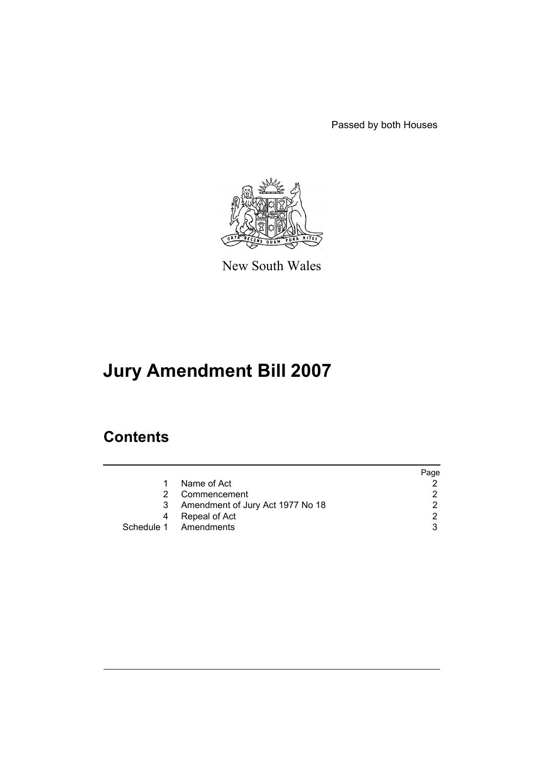Passed by both Houses

New South Wales

# Jury Amendment Bill 2007

## Contents

| | | Page |
|---|---|---|
| 1 | Name of Act | 2 |
| 2 | Commencement | 2 |
| 3 | Amendment of Jury Act 1977 No 18 | 2 |
| 4 | Repeal of Act | 2 |
| Schedule 1 | Amendments | 3 |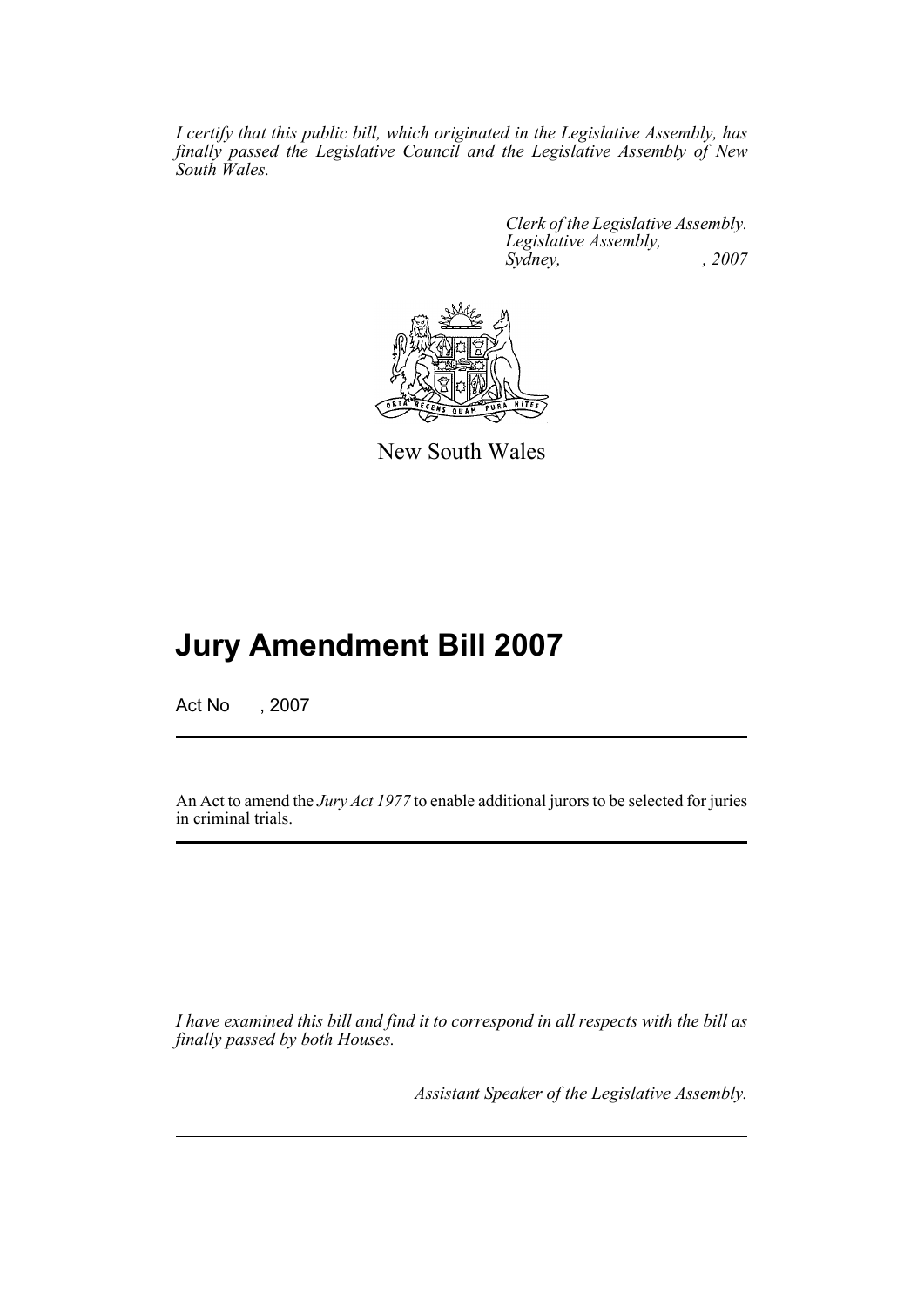*I certify that this public bill, which originated in the Legislative Assembly, has finally passed the Legislative Council and the Legislative Assembly of New South Wales.*

*Clerk of the Legislative Assembly.*
*Legislative Assembly,*
*Sydney, , 2007*

New South Wales

# Jury Amendment Bill 2007

Act No , 2007

An Act to amend the *Jury Act 1977* to enable additional jurors to be selected for juries in criminal trials.

*I have examined this bill and find it to correspond in all respects with the bill as finally passed by both Houses.*

*Assistant Speaker of the Legislative Assembly.*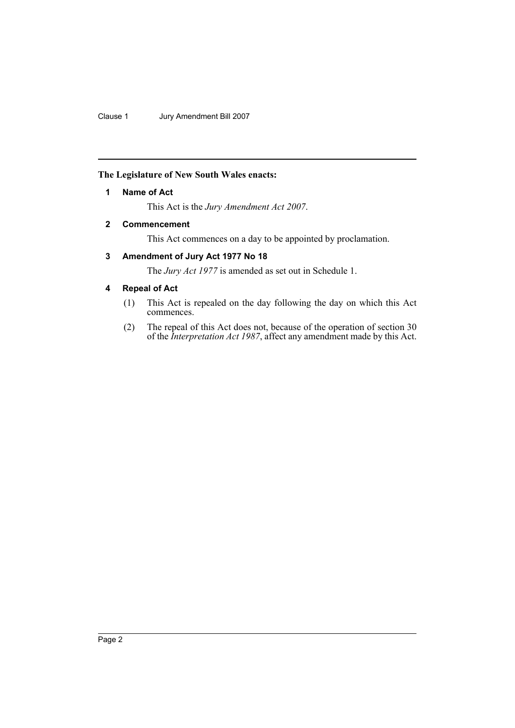## The Legislature of New South Wales enacts:

### 1 Name of Act

This Act is the *Jury Amendment Act 2007*.

### 2 Commencement

This Act commences on a day to be appointed by proclamation.

### 3 Amendment of Jury Act 1977 No 18

The *Jury Act 1977* is amended as set out in Schedule 1.

### 4 Repeal of Act

(1) This Act is repealed on the day following the day on which this Act commences.

(2) The repeal of this Act does not, because of the operation of section 30 of the *Interpretation Act 1987*, affect any amendment made by this Act.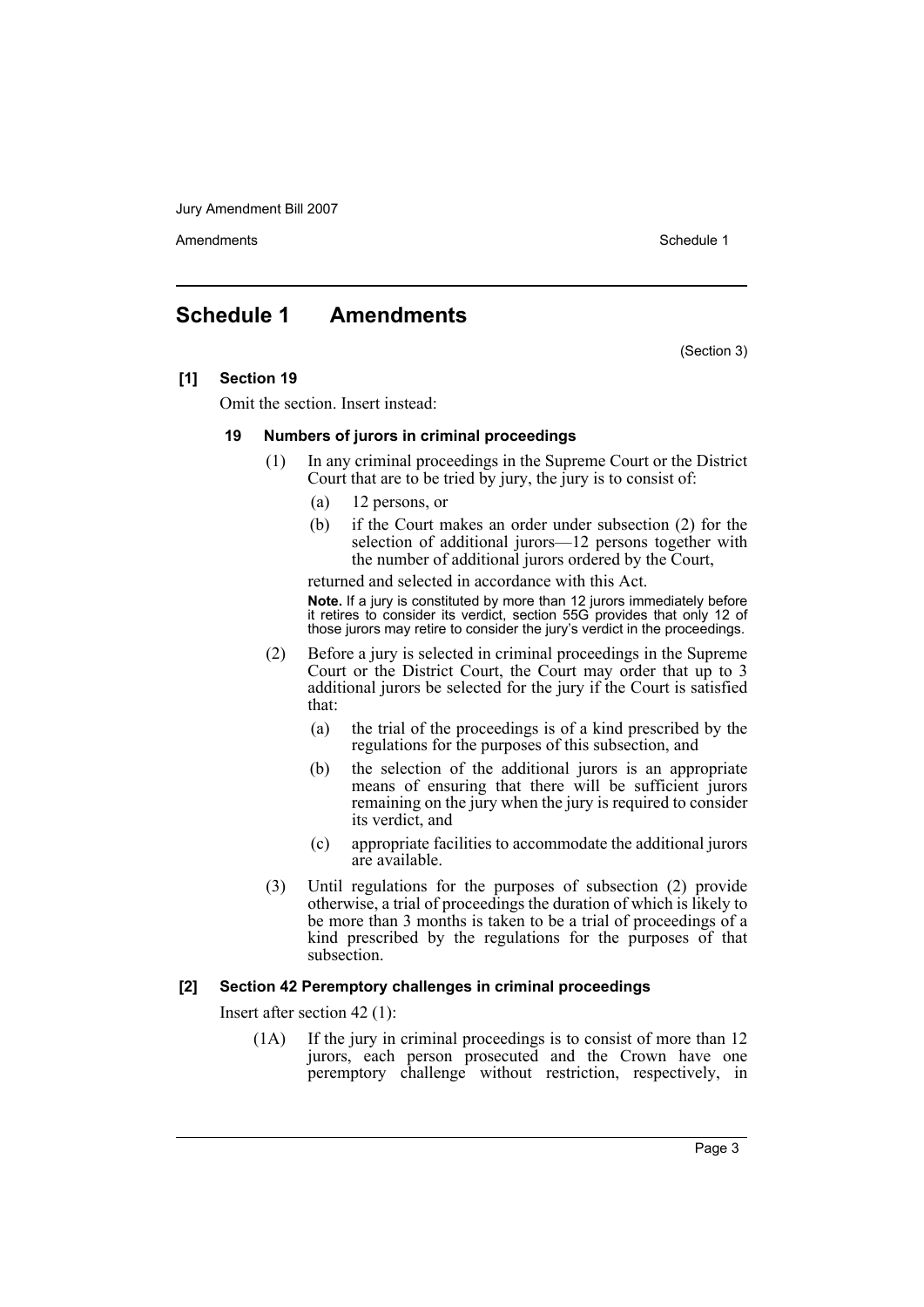## Schedule 1 Amendments

(Section 3)

**[1] Section 19**

Omit the section. Insert instead:

**19 Numbers of jurors in criminal proceedings**

(1) In any criminal proceedings in the Supreme Court or the District Court that are to be tried by jury, the jury is to consist of:

(a) 12 persons, or

(b) if the Court makes an order under subsection (2) for the selection of additional jurors—12 persons together with the number of additional jurors ordered by the Court,

returned and selected in accordance with this Act.

**Note.** If a jury is constituted by more than 12 jurors immediately before it retires to consider its verdict, section 55G provides that only 12 of those jurors may retire to consider the jury's verdict in the proceedings.

(2) Before a jury is selected in criminal proceedings in the Supreme Court or the District Court, the Court may order that up to 3 additional jurors be selected for the jury if the Court is satisfied that:

(a) the trial of the proceedings is of a kind prescribed by the regulations for the purposes of this subsection, and

(b) the selection of the additional jurors is an appropriate means of ensuring that there will be sufficient jurors remaining on the jury when the jury is required to consider its verdict, and

(c) appropriate facilities to accommodate the additional jurors are available.

(3) Until regulations for the purposes of subsection (2) provide otherwise, a trial of proceedings the duration of which is likely to be more than 3 months is taken to be a trial of proceedings of a kind prescribed by the regulations for the purposes of that subsection.

**[2] Section 42 Peremptory challenges in criminal proceedings**

Insert after section 42 (1):

(1A) If the jury in criminal proceedings is to consist of more than 12 jurors, each person prosecuted and the Crown have one peremptory challenge without restriction, respectively, in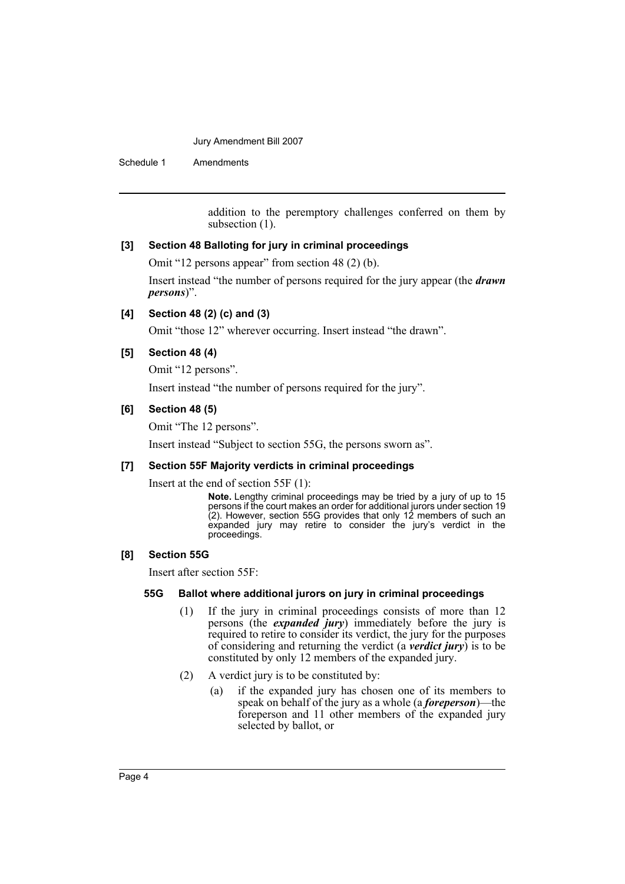addition to the peremptory challenges conferred on them by subsection (1).

### [3] Section 48 Balloting for jury in criminal proceedings

Omit "12 persons appear" from section 48 (2) (b).

Insert instead "the number of persons required for the jury appear (the ***drawn persons***)".

### [4] Section 48 (2) (c) and (3)

Omit "those 12" wherever occurring. Insert instead "the drawn".

### [5] Section 48 (4)

Omit "12 persons".

Insert instead "the number of persons required for the jury".

### [6] Section 48 (5)

Omit "The 12 persons".

Insert instead "Subject to section 55G, the persons sworn as".

### [7] Section 55F Majority verdicts in criminal proceedings

Insert at the end of section 55F (1):

> **Note.** Lengthy criminal proceedings may be tried by a jury of up to 15 persons if the court makes an order for additional jurors under section 19 (2). However, section 55G provides that only 12 members of such an expanded jury may retire to consider the jury's verdict in the proceedings.

### [8] Section 55G

Insert after section 55F:

#### 55G Ballot where additional jurors on jury in criminal proceedings

(1) If the jury in criminal proceedings consists of more than 12 persons (the ***expanded jury***) immediately before the jury is required to retire to consider its verdict, the jury for the purposes of considering and returning the verdict (a ***verdict jury***) is to be constituted by only 12 members of the expanded jury.

(2) A verdict jury is to be constituted by:

(a) if the expanded jury has chosen one of its members to speak on behalf of the jury as a whole (a ***foreperson***)—the foreperson and 11 other members of the expanded jury selected by ballot, or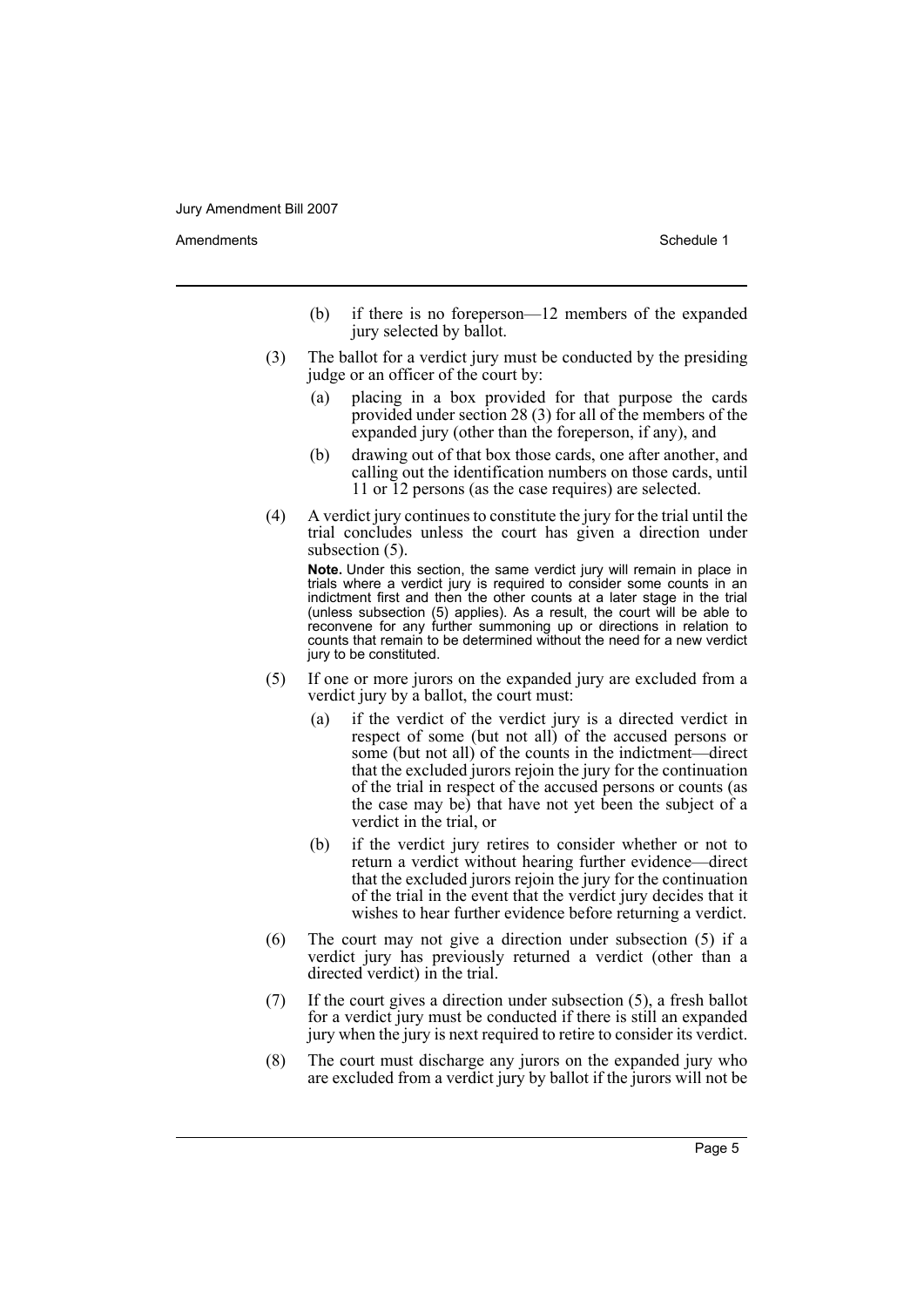(b) if there is no foreperson—12 members of the expanded jury selected by ballot.

(3) The ballot for a verdict jury must be conducted by the presiding judge or an officer of the court by:

(a) placing in a box provided for that purpose the cards provided under section 28 (3) for all of the members of the expanded jury (other than the foreperson, if any), and

(b) drawing out of that box those cards, one after another, and calling out the identification numbers on those cards, until 11 or 12 persons (as the case requires) are selected.

(4) A verdict jury continues to constitute the jury for the trial until the trial concludes unless the court has given a direction under subsection (5).

**Note.** Under this section, the same verdict jury will remain in place in trials where a verdict jury is required to consider some counts in an indictment first and then the other counts at a later stage in the trial (unless subsection (5) applies). As a result, the court will be able to reconvene for any further summoning up or directions in relation to counts that remain to be determined without the need for a new verdict jury to be constituted.

(5) If one or more jurors on the expanded jury are excluded from a verdict jury by a ballot, the court must:

(a) if the verdict of the verdict jury is a directed verdict in respect of some (but not all) of the accused persons or some (but not all) of the counts in the indictment—direct that the excluded jurors rejoin the jury for the continuation of the trial in respect of the accused persons or counts (as the case may be) that have not yet been the subject of a verdict in the trial, or

(b) if the verdict jury retires to consider whether or not to return a verdict without hearing further evidence—direct that the excluded jurors rejoin the jury for the continuation of the trial in the event that the verdict jury decides that it wishes to hear further evidence before returning a verdict.

(6) The court may not give a direction under subsection (5) if a verdict jury has previously returned a verdict (other than a directed verdict) in the trial.

(7) If the court gives a direction under subsection (5), a fresh ballot for a verdict jury must be conducted if there is still an expanded jury when the jury is next required to retire to consider its verdict.

(8) The court must discharge any jurors on the expanded jury who are excluded from a verdict jury by ballot if the jurors will not be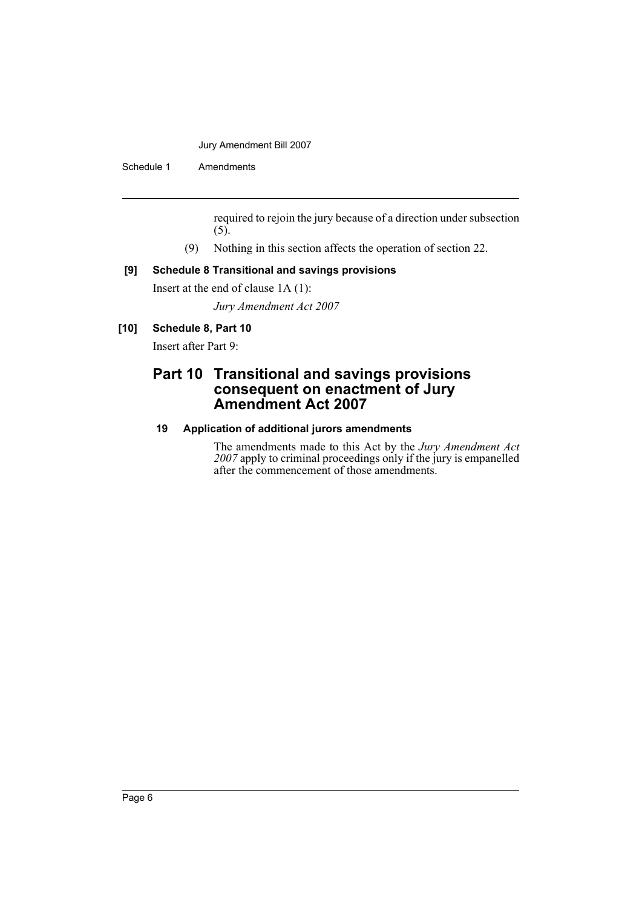required to rejoin the jury because of a direction under subsection (5).

(9) Nothing in this section affects the operation of section 22.

**[9] Schedule 8 Transitional and savings provisions**

Insert at the end of clause 1A (1):

*Jury Amendment Act 2007*

**[10] Schedule 8, Part 10**

Insert after Part 9:

## Part 10 Transitional and savings provisions consequent on enactment of Jury Amendment Act 2007

### 19 Application of additional jurors amendments

The amendments made to this Act by the *Jury Amendment Act 2007* apply to criminal proceedings only if the jury is empanelled after the commencement of those amendments.